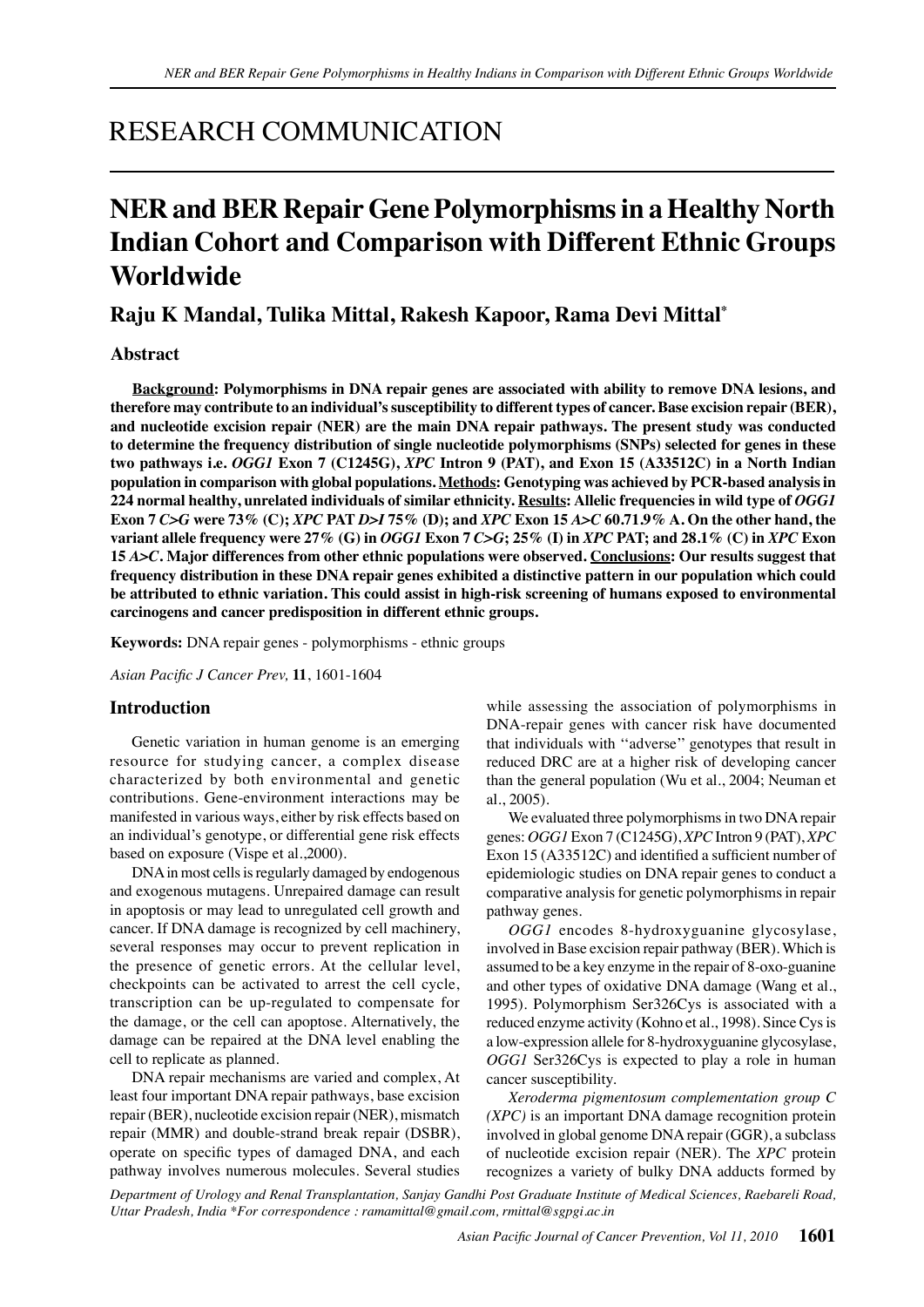RESEARCH COMMUNICATION

# NER and BER Repair Gene Polymorphisms in a Healthy North Indian Cohort and Comparison with Different Ethnic Groups Worldwide

**Raju K Mandal, Tulika Mittal, Rakesh Kapoor, Rama Devi Mittal***

## Abstract

**Background: Polymorphisms in DNA repair genes are associated with ability to remove DNA lesions, and therefore may contribute to an individual's susceptibility to different types of cancer. Base excision repair (BER), and nucleotide excision repair (NER) are the main DNA repair pathways. The present study was conducted to determine the frequency distribution of single nucleotide polymorphisms (SNPs) selected for genes in these two pathways i.e. *OGG1* Exon 7 (C1245G), *XPC* Intron 9 (PAT), and Exon 15 (A33512C) in a North Indian population in comparison with global populations. Methods: Genotyping was achieved by PCR-based analysis in 224 normal healthy, unrelated individuals of similar ethnicity. Results: Allelic frequencies in wild type of *OGG1* Exon 7 *C>G* were 73% (C); *XPC* PAT *D>I* 75% (D); and *XPC* Exon 15 *A>C* 60.71.9% A. On the other hand, the variant allele frequency were 27% (G) in *OGG1* Exon 7 *C>G*; 25% (I) in *XPC* PAT; and 28.1% (C) in *XPC* Exon 15 *A>C*. Major differences from other ethnic populations were observed. Conclusions: Our results suggest that frequency distribution in these DNA repair genes exhibited a distinctive pattern in our population which could be attributed to ethnic variation. This could assist in high-risk screening of humans exposed to environmental carcinogens and cancer predisposition in different ethnic groups.**

**Keywords:** DNA repair genes - polymorphisms - ethnic groups

*Asian Pacific J Cancer Prev,* **11**, 1601-1604

## Introduction

Genetic variation in human genome is an emerging resource for studying cancer, a complex disease characterized by both environmental and genetic contributions. Gene-environment interactions may be manifested in various ways, either by risk effects based on an individual's genotype, or differential gene risk effects based on exposure (Vispe et al.,2000).

DNA in most cells is regularly damaged by endogenous and exogenous mutagens. Unrepaired damage can result in apoptosis or may lead to unregulated cell growth and cancer. If DNA damage is recognized by cell machinery, several responses may occur to prevent replication in the presence of genetic errors. At the cellular level, checkpoints can be activated to arrest the cell cycle, transcription can be up-regulated to compensate for the damage, or the cell can apoptose. Alternatively, the damage can be repaired at the DNA level enabling the cell to replicate as planned.

DNA repair mechanisms are varied and complex, At least four important DNA repair pathways, base excision repair (BER), nucleotide excision repair (NER), mismatch repair (MMR) and double-strand break repair (DSBR), operate on specific types of damaged DNA, and each pathway involves numerous molecules. Several studies while assessing the association of polymorphisms in DNA-repair genes with cancer risk have documented that individuals with ''adverse'' genotypes that result in reduced DRC are at a higher risk of developing cancer than the general population (Wu et al., 2004; Neuman et al., 2005).

We evaluated three polymorphisms in two DNA repair genes: *OGG1* Exon 7 (C1245G), *XPC* Intron 9 (PAT), *XPC* Exon 15 (A33512C) and identified a sufficient number of epidemiologic studies on DNA repair genes to conduct a comparative analysis for genetic polymorphisms in repair pathway genes.

*OGG1* encodes 8-hydroxyguanine glycosylase, involved in Base excision repair pathway (BER). Which is assumed to be a key enzyme in the repair of 8-oxo-guanine and other types of oxidative DNA damage (Wang et al., 1995). Polymorphism Ser326Cys is associated with a reduced enzyme activity (Kohno et al., 1998). Since Cys is a low-expression allele for 8-hydroxyguanine glycosylase, *OGG1* Ser326Cys is expected to play a role in human cancer susceptibility.

*Xeroderma pigmentosum complementation group C (XPC)* is an important DNA damage recognition protein involved in global genome DNA repair (GGR), a subclass of nucleotide excision repair (NER). The *XPC* protein recognizes a variety of bulky DNA adducts formed by

*Department of Urology and Renal Transplantation, Sanjay Gandhi Post Graduate Institute of Medical Sciences, Raebareli Road, Uttar Pradesh, India \*For correspondence : ramamittal@gmail.com, rmittal@sgpgi.ac.in*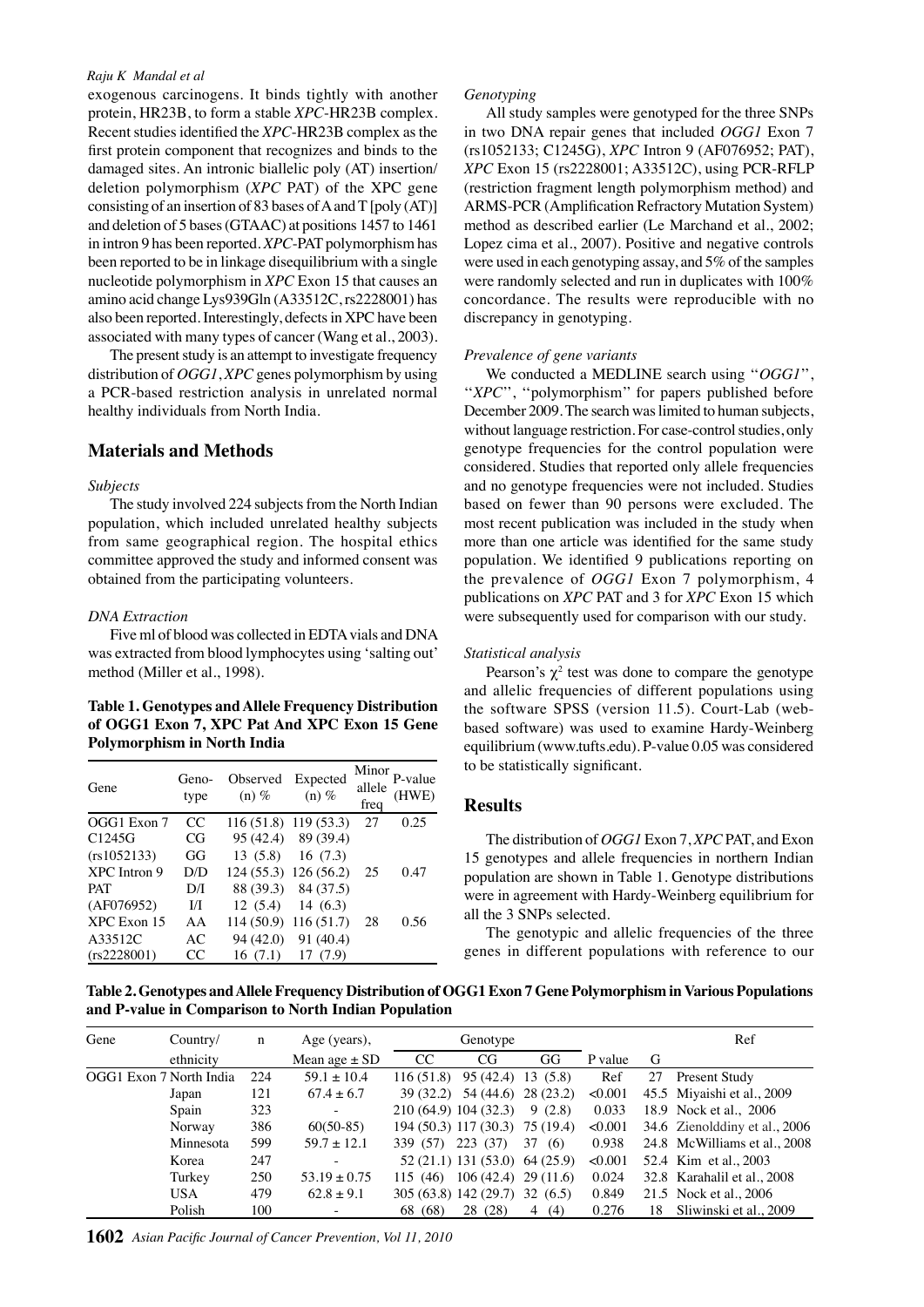exogenous carcinogens. It binds tightly with another protein, HR23B, to form a stable *XPC*-HR23B complex. Recent studies identified the *XPC*-HR23B complex as the first protein component that recognizes and binds to the damaged sites. An intronic biallelic poly (AT) insertion/deletion polymorphism (*XPC* PAT) of the XPC gene consisting of an insertion of 83 bases of A and T [poly (AT)] and deletion of 5 bases (GTAAC) at positions 1457 to 1461 in intron 9 has been reported. *XPC*-PAT polymorphism has been reported to be in linkage disequilibrium with a single nucleotide polymorphism in *XPC* Exon 15 that causes an amino acid change Lys939Gln (A33512C, rs2228001) has also been reported. Interestingly, defects in XPC have been associated with many types of cancer (Wang et al., 2003).

The present study is an attempt to investigate frequency distribution of *OGG1*, *XPC* genes polymorphism by using a PCR-based restriction analysis in unrelated normal healthy individuals from North India.

## Materials and Methods

### *Subjects*

The study involved 224 subjects from the North Indian population, which included unrelated healthy subjects from same geographical region. The hospital ethics committee approved the study and informed consent was obtained from the participating volunteers.

### *DNA Extraction*

Five ml of blood was collected in EDTA vials and DNA was extracted from blood lymphocytes using 'salting out' method (Miller et al., 1998).

**Table 1. Genotypes and Allele Frequency Distribution of OGG1 Exon 7, XPC Pat And XPC Exon 15 Gene Polymorphism in North India**

| Gene | Geno-type | Observed (n) % | Expected (n) % | Minor allele freq | P-value (HWE) |
|---|---|---|---|---|---|
| OGG1 Exon 7 | CC | 116 (51.8) | 119 (53.3) | 27 | 0.25 |
| C1245G | CG | 95 (42.4) | 89 (39.4) | | |
| (rs1052133) | GG | 13 (5.8) | 16 (7.3) | | |
| XPC Intron 9 | D/D | 124 (55.3) | 126 (56.2) | 25 | 0.47 |
| PAT | D/I | 88 (39.3) | 84 (37.5) | | |
| (AF076952) | I/I | 12 (5.4) | 14 (6.3) | | |
| XPC Exon 15 | AA | 114 (50.9) | 116 (51.7) | 28 | 0.56 |
| A33512C | AC | 94 (42.0) | 91 (40.4) | | |
| (rs2228001) | CC | 16 (7.1) | 17 (7.9) | | |

### *Genotyping*

All study samples were genotyped for the three SNPs in two DNA repair genes that included *OGG1* Exon 7 (rs1052133; C1245G), *XPC* Intron 9 (AF076952; PAT), *XPC* Exon 15 (rs2228001; A33512C), using PCR-RFLP (restriction fragment length polymorphism method) and ARMS-PCR (Amplification Refractory Mutation System) method as described earlier (Le Marchand et al., 2002; Lopez cima et al., 2007). Positive and negative controls were used in each genotyping assay, and 5% of the samples were randomly selected and run in duplicates with 100% concordance. The results were reproducible with no discrepancy in genotyping.

### *Prevalence of gene variants*

We conducted a MEDLINE search using ''*OGG1*'', ''*XPC*'', ''polymorphism'' for papers published before December 2009. The search was limited to human subjects, without language restriction. For case-control studies, only genotype frequencies for the control population were considered. Studies that reported only allele frequencies and no genotype frequencies were not included. Studies based on fewer than 90 persons were excluded. The most recent publication was included in the study when more than one article was identified for the same study population. We identified 9 publications reporting on the prevalence of *OGG1* Exon 7 polymorphism, 4 publications on *XPC* PAT and 3 for *XPC* Exon 15 which were subsequently used for comparison with our study.

### *Statistical analysis*

Pearson's $\chi^2$ test was done to compare the genotype and allelic frequencies of different populations using the software SPSS (version 11.5). Court-Lab (web-based software) was used to examine Hardy-Weinberg equilibrium (www.tufts.edu). P-value 0.05 was considered to be statistically significant.

## Results

The distribution of *OGG1* Exon 7, *XPC* PAT, and Exon 15 genotypes and allele frequencies in northern Indian population are shown in Table 1. Genotype distributions were in agreement with Hardy-Weinberg equilibrium for all the 3 SNPs selected.

The genotypic and allelic frequencies of the three genes in different populations with reference to our

**Table 2. Genotypes and Allele Frequency Distribution of OGG1 Exon 7 Gene Polymorphism in Various Populations and P-value in Comparison to North Indian Population**

| Gene | Country/ ethnicity | n | Age (years), Mean age ± SD | Genotype | | | P value | G | Ref |
|---|---|---|---|---|---|---|---|---|---|
| | | | | CC | CG | GG | | | |
| OGG1 Exon 7 | North India | 224 | 59.1 ± 10.4 | 116 (51.8) | 95 (42.4) | 13 (5.8) | Ref | 27 | Present Study |
| | Japan | 121 | 67.4 ± 6.7 | 39 (32.2) | 54 (44.6) | 28 (23.2) | <0.001 | 45.5 | Miyaishi et al., 2009 |
| | Spain | 323 | - | 210 (64.9) | 104 (32.3) | 9 (2.8) | 0.033 | 18.9 | Nock et al., 2006 |
| | Norway | 386 | 60(50-85) | 194 (50.3) | 117 (30.3) | 75 (19.4) | <0.001 | 34.6 | Zienolddiny et al., 2006 |
| | Minnesota | 599 | 59.7 ± 12.1 | 339 (57) | 223 (37) | 37 (6) | 0.938 | 24.8 | McWilliams et al., 2008 |
| | Korea | 247 | - | 52 (21.1) | 131 (53.0) | 64 (25.9) | <0.001 | 52.4 | Kim et al., 2003 |
| | Turkey | 250 | 53.19 ± 0.75 | 115 (46) | 106 (42.4) | 29 (11.6) | 0.024 | 32.8 | Karahalil et al., 2008 |
| | USA | 479 | 62.8 ± 9.1 | 305 (63.8) | 142 (29.7) | 32 (6.5) | 0.849 | 21.5 | Nock et al., 2006 |
| | Polish | 100 | - | 68 (68) | 28 (28) | 4 (4) | 0.276 | 18 | Sliwinski et al., 2009 |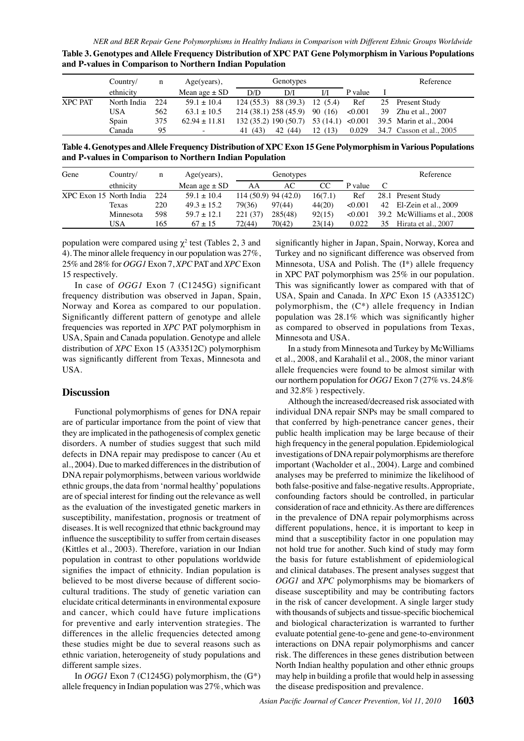**Table 3. Genotypes and Allele Frequency Distribution of XPC PAT Gene Polymorphism in Various Populations and P-values in Comparison to Northern Indian Population**

| | Country/ ethnicity | n | Age(years), Mean age ± SD | Genotypes | | | P value | I | Reference |
|---|---|---|---|---|---|---|---|---|---|
| | | | | D/D | D/I | I/I | | | |
| XPC PAT | North India | 224 | 59.1 ± 10.4 | 124 (55.3) | 88 (39.3) | 12 (5.4) | Ref | 25 | Present Study |
| | USA | 562 | 63.1 ± 10.5 | 214 (38.1) | 258 (45.9) | 90 (16) | <0.001 | 39 | Zhu et al., 2007 |
| | Spain | 375 | 62.94 ± 11.81 | 132 (35.2) | 190 (50.7) | 53 (14.1) | <0.001 | 39.5 | Marin et al., 2004 |
| | Canada | 95 | - | 41 (43) | 42 (44) | 12 (13) | 0.029 | 34.7 | Casson et al., 2005 |

**Table 4. Genotypes and Allele Frequency Distribution of XPC Exon 15 Gene Polymorphism in Various Populations and P-values in Comparison to Northern Indian Population**

| Gene | Country/ ethnicity | n | Age(years), Mean age ± SD | Genotypes | | | P value | C | Reference |
|---|---|---|---|---|---|---|---|---|---|
| | | | | AA | AC | CC | | | |
| XPC Exon 15 | North India | 224 | 59.1 ± 10.4 | 114 (50.9) | 94 (42.0) | 16(7.1) | Ref | 28.1 | Present Study |
| | Texas | 220 | 49.3 ± 15.2 | 79(36) | 97(44) | 44(20) | <0.001 | 42 | El-Zein et al., 2009 |
| | Minnesota | 598 | 59.7 ± 12.1 | 221 (37) | 285(48) | 92(15) | <0.001 | 39.2 | McWilliams et al., 2008 |
| | USA | 165 | 67 ± 15 | 72(44) | 70(42) | 23(14) | 0.022 | 35 | Hirata et al., 2007 |

population were compared using $\chi^2$ test (Tables 2, 3 and 4). The minor allele frequency in our population was 27%, 25% and 28% for *OGG1* Exon 7, *XPC* PAT and *XPC* Exon 15 respectively.

In case of *OGG1* Exon 7 (C1245G) significant frequency distribution was observed in Japan, Spain, Norway and Korea as compared to our population. Significantly different pattern of genotype and allele frequencies was reported in *XPC* PAT polymorphism in USA, Spain and Canada population. Genotype and allele distribution of *XPC* Exon 15 (A33512C) polymorphism was significantly different from Texas, Minnesota and USA.

## Discussion

Functional polymorphisms of genes for DNA repair are of particular importance from the point of view that they are implicated in the pathogenesis of complex genetic disorders. A number of studies suggest that such mild defects in DNA repair may predispose to cancer (Au et al., 2004). Due to marked differences in the distribution of DNA repair polymorphisms, between various worldwide ethnic groups, the data from 'normal healthy' populations are of special interest for finding out the relevance as well as the evaluation of the investigated genetic markers in susceptibility, manifestation, prognosis or treatment of diseases. It is well recognized that ethnic background may influence the susceptibility to suffer from certain diseases (Kittles et al., 2003). Therefore, variation in our Indian population in contrast to other populations worldwide signifies the impact of ethnicity. Indian population is believed to be most diverse because of different socio-cultural traditions. The study of genetic variation can elucidate critical determinants in environmental exposure and cancer, which could have future implications for preventive and early intervention strategies. The differences in the allelic frequencies detected among these studies might be due to several reasons such as ethnic variation, heterogeneity of study populations and different sample sizes.

In *OGG1* Exon 7 (C1245G) polymorphism, the (G*) allele frequency in Indian population was 27%, which was significantly higher in Japan, Spain, Norway, Korea and Turkey and no significant difference was observed from Minnesota, USA and Polish. The (I*) allele frequency in XPC PAT polymorphism was 25% in our population. This was significantly lower as compared with that of USA, Spain and Canada. In *XPC* Exon 15 (A33512C) polymorphism, the (C*) allele frequency in Indian population was 28.1% which was significantly higher as compared to observed in populations from Texas, Minnesota and USA.

In a study from Minnesota and Turkey by McWilliams et al., 2008, and Karahalil et al., 2008, the minor variant allele frequencies were found to be almost similar with our northern population for *OGG1* Exon 7 (27% vs. 24.8% and 32.8% ) respectively.

Although the increased/decreased risk associated with individual DNA repair SNPs may be small compared to that conferred by high-penetrance cancer genes, their public health implication may be large because of their high frequency in the general population. Epidemiological investigations of DNA repair polymorphisms are therefore important (Wacholder et al., 2004). Large and combined analyses may be preferred to minimize the likelihood of both false-positive and false-negative results. Appropriate, confounding factors should be controlled, in particular consideration of race and ethnicity. As there are differences in the prevalence of DNA repair polymorphisms across different populations, hence, it is important to keep in mind that a susceptibility factor in one population may not hold true for another. Such kind of study may form the basis for future establishment of epidemiological and clinical databases. The present analyses suggest that *OGG1* and *XPC* polymorphisms may be biomarkers of disease susceptibility and may be contributing factors in the risk of cancer development. A single larger study with thousands of subjects and tissue-specific biochemical and biological characterization is warranted to further evaluate potential gene-to-gene and gene-to-environment interactions on DNA repair polymorphisms and cancer risk. The differences in these genes distribution between North Indian healthy population and other ethnic groups may help in building a profile that would help in assessing the disease predisposition and prevalence.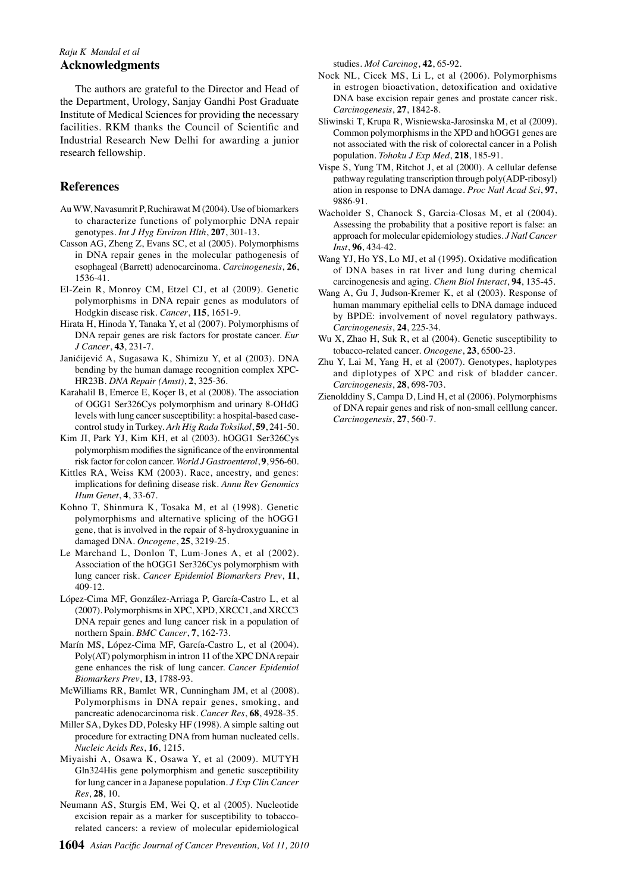## Acknowledgments

The authors are grateful to the Director and Head of the Department, Urology, Sanjay Gandhi Post Graduate Institute of Medical Sciences for providing the necessary facilities. RKM thanks the Council of Scientific and Industrial Research New Delhi for awarding a junior research fellowship.

## References

Au WW, Navasumrit P, Ruchirawat M (2004). Use of biomarkers to characterize functions of polymorphic DNA repair genotypes. *Int J Hyg Environ Hlth*, **207**, 301-13.

Casson AG, Zheng Z, Evans SC, et al (2005). Polymorphisms in DNA repair genes in the molecular pathogenesis of esophageal (Barrett) adenocarcinoma. *Carcinogenesis*, **26**, 1536-41.

El-Zein R, Monroy CM, Etzel CJ, et al (2009). Genetic polymorphisms in DNA repair genes as modulators of Hodgkin disease risk. *Cancer*, **115**, 1651-9.

Hirata H, Hinoda Y, Tanaka Y, et al (2007). Polymorphisms of DNA repair genes are risk factors for prostate cancer. *Eur J Cancer*, **43**, 231-7.

Janićijević A, Sugasawa K, Shimizu Y, et al (2003). DNA bending by the human damage recognition complex XPC-HR23B. *DNA Repair (Amst)*, **2**, 325-36.

Karahalil B, Emerce E, Koçer B, et al (2008). The association of OGG1 Ser326Cys polymorphism and urinary 8-OHdG levels with lung cancer susceptibility: a hospital-based case-control study in Turkey. *Arh Hig Rada Toksikol*, **59**, 241-50.

Kim JI, Park YJ, Kim KH, et al (2003). hOGG1 Ser326Cys polymorphism modifies the significance of the environmental risk factor for colon cancer. *World J Gastroenterol*, **9**, 956-60.

Kittles RA, Weiss KM (2003). Race, ancestry, and genes: implications for defining disease risk. *Annu Rev Genomics Hum Genet*, **4**, 33-67.

Kohno T, Shinmura K, Tosaka M, et al (1998). Genetic polymorphisms and alternative splicing of the hOGG1 gene, that is involved in the repair of 8-hydroxyguanine in damaged DNA. *Oncogene*, **25**, 3219-25.

Le Marchand L, Donlon T, Lum-Jones A, et al (2002). Association of the hOGG1 Ser326Cys polymorphism with lung cancer risk. *Cancer Epidemiol Biomarkers Prev*, **11**, 409-12.

López-Cima MF, González-Arriaga P, García-Castro L, et al (2007). Polymorphisms in XPC, XPD, XRCC1, and XRCC3 DNA repair genes and lung cancer risk in a population of northern Spain. *BMC Cancer*, **7**, 162-73.

Marín MS, López-Cima MF, García-Castro L, et al (2004). Poly(AT) polymorphism in intron 11 of the XPC DNA repair gene enhances the risk of lung cancer. *Cancer Epidemiol Biomarkers Prev*, **13**, 1788-93.

McWilliams RR, Bamlet WR, Cunningham JM, et al (2008). Polymorphisms in DNA repair genes, smoking, and pancreatic adenocarcinoma risk. *Cancer Res*, **68**, 4928-35.

Miller SA, Dykes DD, Polesky HF (1998). A simple salting out procedure for extracting DNA from human nucleated cells. *Nucleic Acids Res*, **16**, 1215.

Miyaishi A, Osawa K, Osawa Y, et al (2009). MUTYH Gln324His gene polymorphism and genetic susceptibility for lung cancer in a Japanese population. *J Exp Clin Cancer Res*, **28**, 10.

Neumann AS, Sturgis EM, Wei Q, et al (2005). Nucleotide excision repair as a marker for susceptibility to tobacco-related cancers: a review of molecular epidemiological studies. *Mol Carcinog*, **42**, 65-92.

Nock NL, Cicek MS, Li L, et al (2006). Polymorphisms in estrogen bioactivation, detoxification and oxidative DNA base excision repair genes and prostate cancer risk. *Carcinogenesis*, **27**, 1842-8.

Sliwinski T, Krupa R, Wisniewska-Jarosinska M, et al (2009). Common polymorphisms in the XPD and hOGG1 genes are not associated with the risk of colorectal cancer in a Polish population. *Tohoku J Exp Med*, **218**, 185-91.

Vispe S, Yung TM, Ritchot J, et al (2000). A cellular defense pathway regulating transcription through poly(ADP-ribosyl) ation in response to DNA damage. *Proc Natl Acad Sci*, **97**, 9886-91.

Wacholder S, Chanock S, Garcia-Closas M, et al (2004). Assessing the probability that a positive report is false: an approach for molecular epidemiology studies. *J Natl Cancer Inst*, **96**, 434-42.

Wang YJ, Ho YS, Lo MJ, et al (1995). Oxidative modification of DNA bases in rat liver and lung during chemical carcinogenesis and aging. *Chem Biol Interact*, **94**, 135-45.

Wang A, Gu J, Judson-Kremer K, et al (2003). Response of human mammary epithelial cells to DNA damage induced by BPDE: involvement of novel regulatory pathways. *Carcinogenesis*, **24**, 225-34.

Wu X, Zhao H, Suk R, et al (2004). Genetic susceptibility to tobacco-related cancer. *Oncogene*, **23**, 6500-23.

Zhu Y, Lai M, Yang H, et al (2007). Genotypes, haplotypes and diplotypes of XPC and risk of bladder cancer. *Carcinogenesis*, **28**, 698-703.

Zienolddiny S, Campa D, Lind H, et al (2006). Polymorphisms of DNA repair genes and risk of non-small celllung cancer. *Carcinogenesis*, **27**, 560-7.